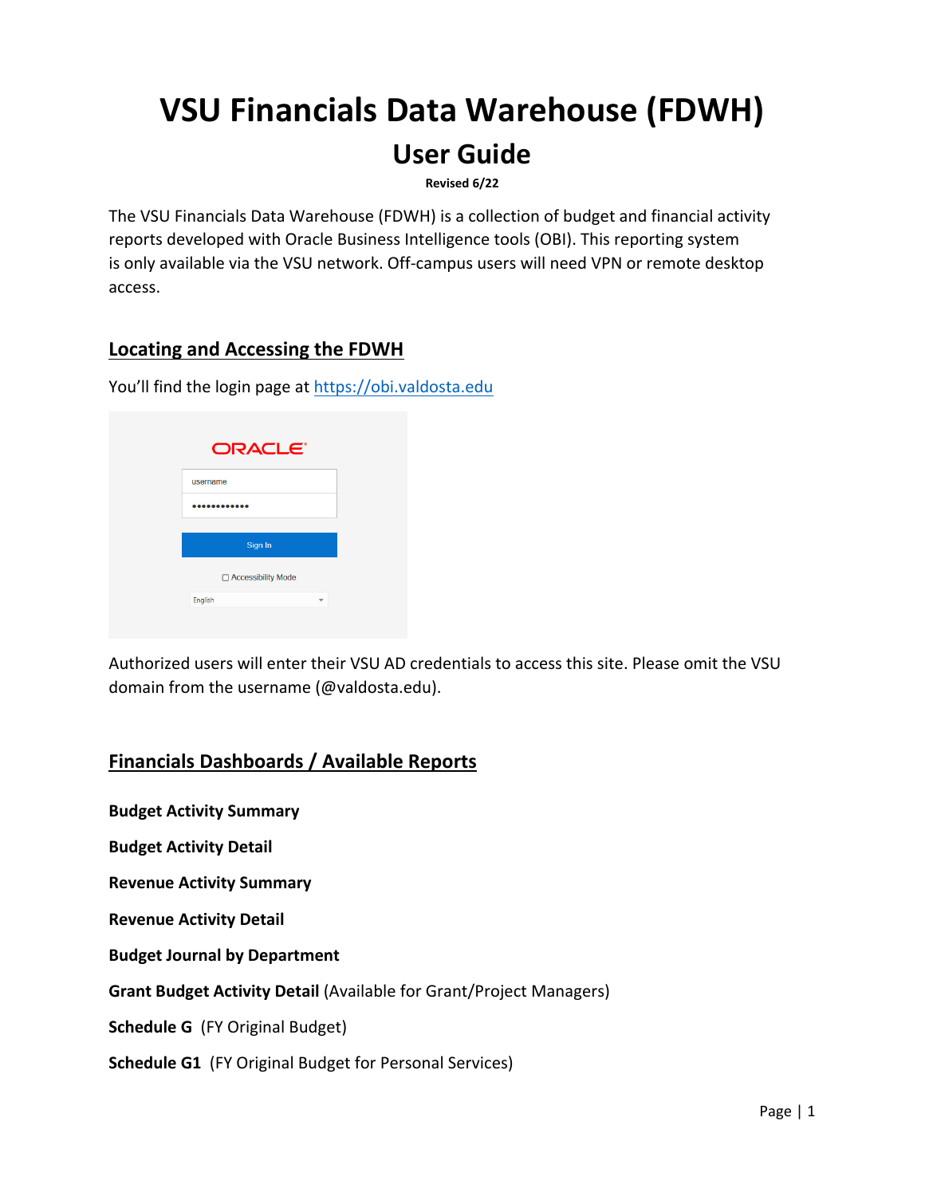# VSU Financials Data Warehouse (FDWH)

## User Guide

**Revised 6/22**

The VSU Financials Data Warehouse (FDWH) is a collection of budget and financial activity reports developed with Oracle Business Intelligence tools (OBI). This reporting system is only available via the VSU network. Off-campus users will need VPN or remote desktop access.

### Locating and Accessing the FDWH

You'll find the login page at https://obi.valdosta.edu

Authorized users will enter their VSU AD credentials to access this site. Please omit the VSU domain from the username (@valdosta.edu).

### Financials Dashboards / Available Reports

**Budget Activity Summary**

**Budget Activity Detail**

**Revenue Activity Summary**

**Revenue Activity Detail**

**Budget Journal by Department**

**Grant Budget Activity Detail** (Available for Grant/Project Managers)

**Schedule G** (FY Original Budget)

**Schedule G1** (FY Original Budget for Personal Services)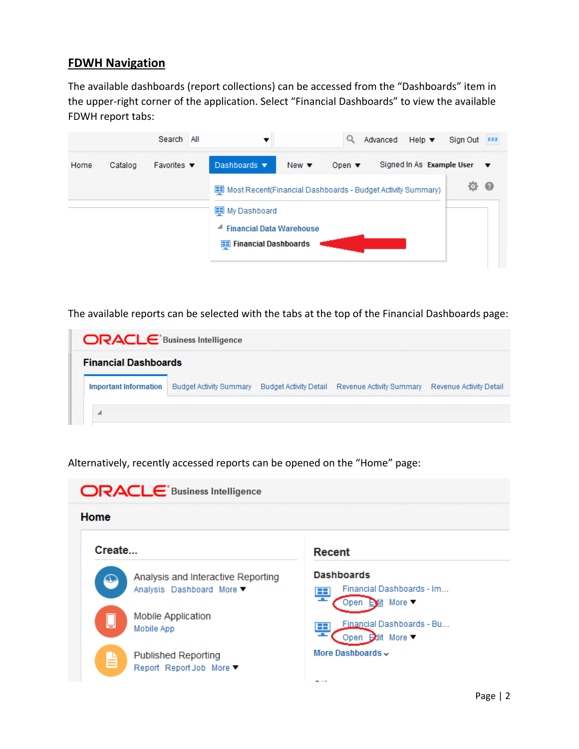## FDWH Navigation

The available dashboards (report collections) can be accessed from the “Dashboards” item in the upper-right corner of the application. Select “Financial Dashboards” to view the available FDWH report tabs:

The available reports can be selected with the tabs at the top of the Financial Dashboards page:

Alternatively, recently accessed reports can be opened on the “Home” page: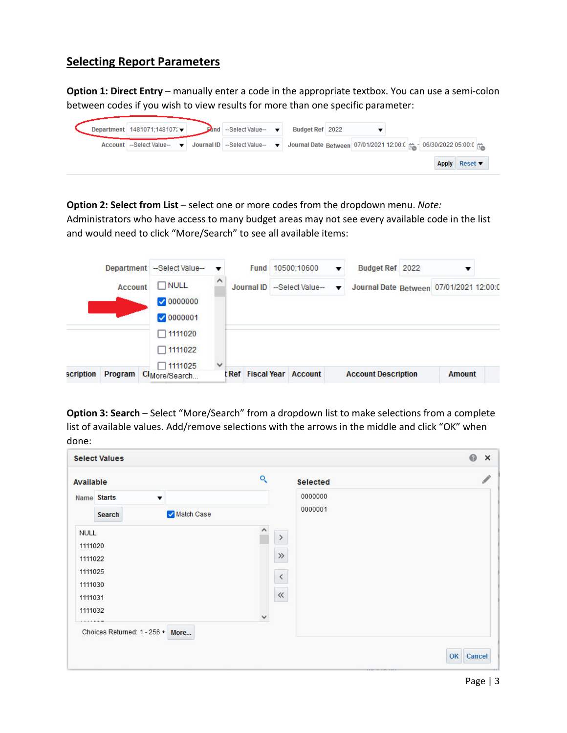## Selecting Report Parameters

**Option 1: Direct Entry** – manually enter a code in the appropriate textbox. You can use a semi-colon between codes if you wish to view results for more than one specific parameter:

**Option 2: Select from List** – select one or more codes from the dropdown menu. *Note:* Administrators who have access to many budget areas may not see every available code in the list and would need to click "More/Search" to see all available items:

**Option 3: Search** – Select "More/Search" from a dropdown list to make selections from a complete list of available values. Add/remove selections with the arrows in the middle and click "OK" when done: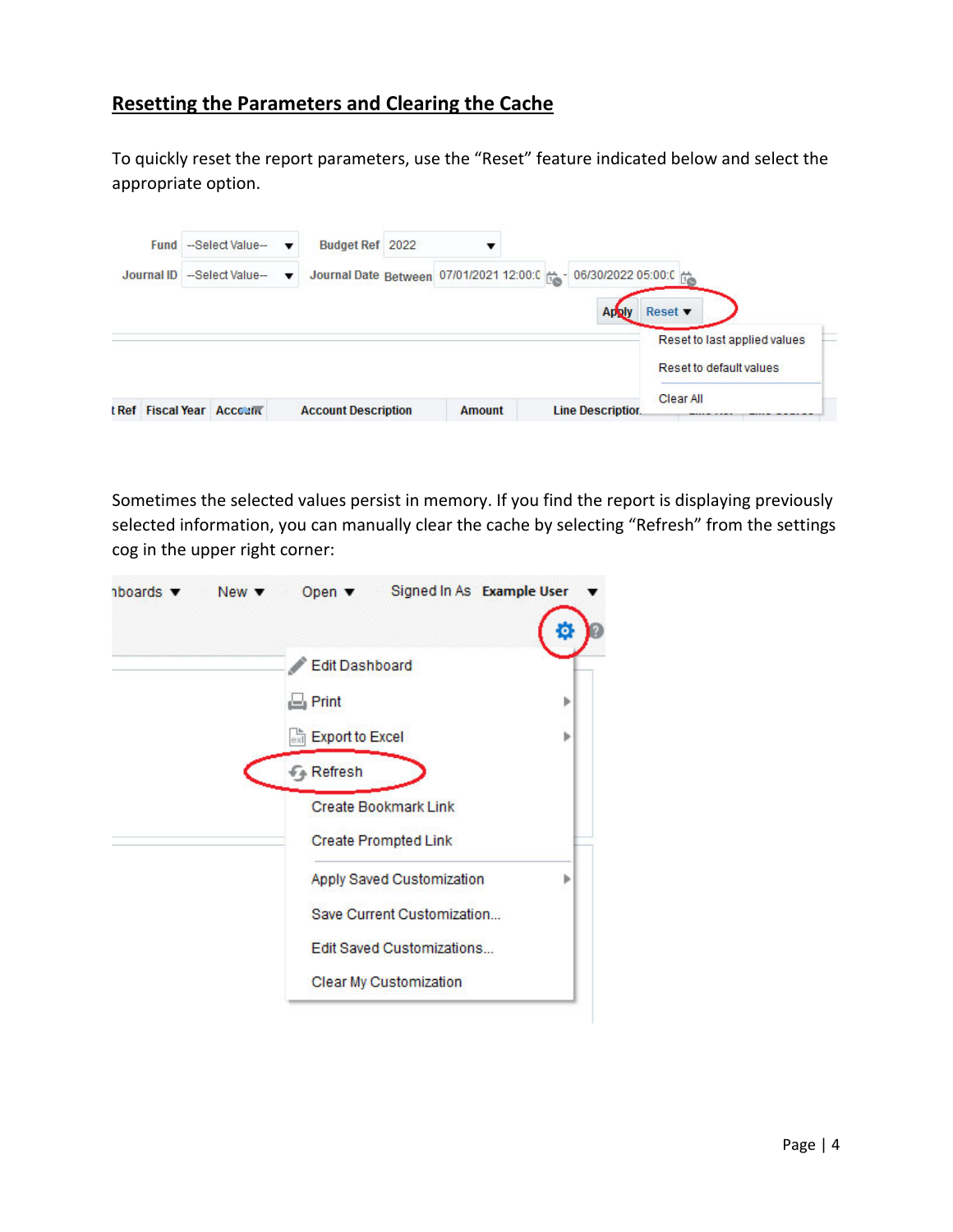## Resetting the Parameters and Clearing the Cache

To quickly reset the report parameters, use the "Reset" feature indicated below and select the appropriate option.

Sometimes the selected values persist in memory. If you find the report is displaying previously selected information, you can manually clear the cache by selecting "Refresh" from the settings cog in the upper right corner: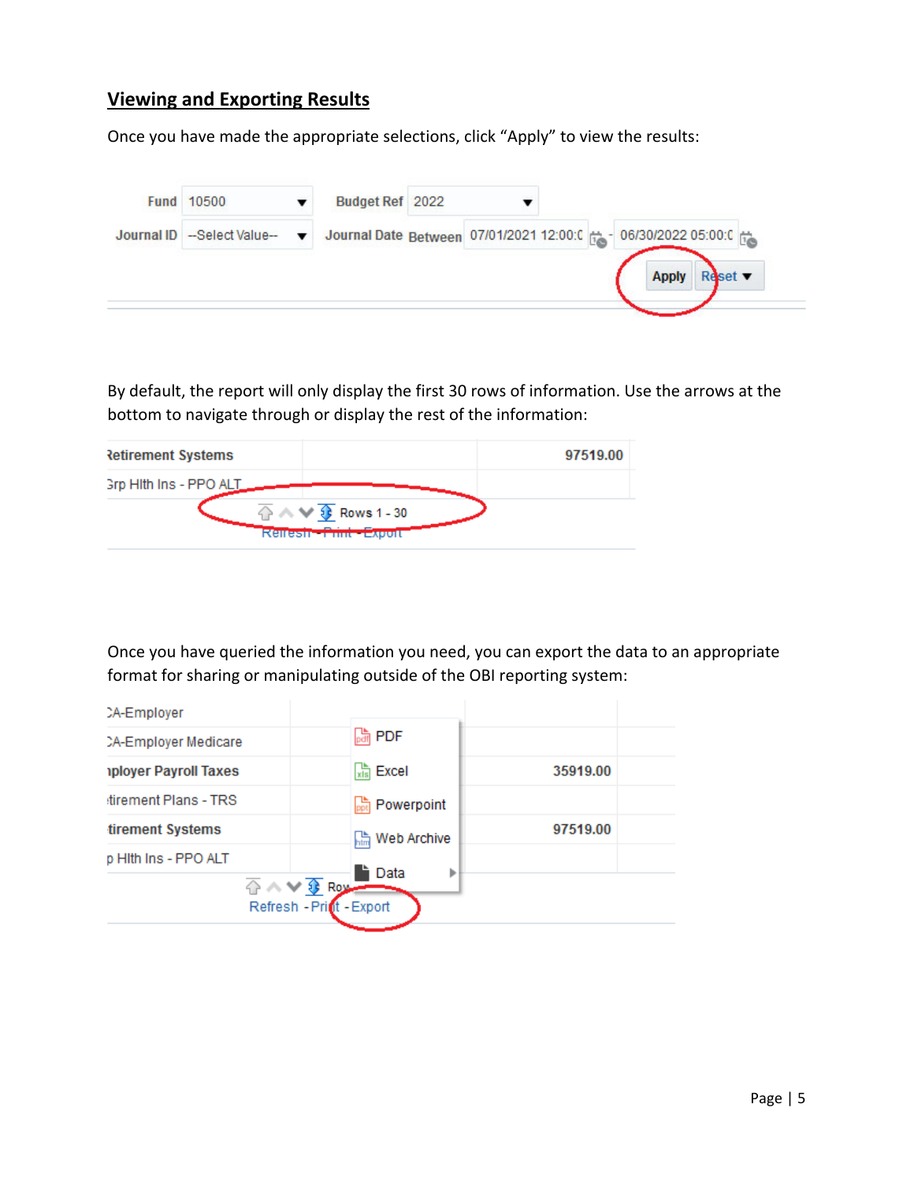## Viewing and Exporting Results

Once you have made the appropriate selections, click “Apply” to view the results:

Fund 10500
Budget Ref 2022
Journal ID --Select Value--
Journal Date Between 07/01/2021 12:00:0 - 06/30/2022 05:00:0
Apply Reset

By default, the report will only display the first 30 rows of information. Use the arrows at the bottom to navigate through or display the rest of the information:

Retirement Systems 97519.00
Grp Hlth Ins - PPO ALT
Rows 1 - 30
Refresh - Print - Export

Once you have queried the information you need, you can export the data to an appropriate format for sharing or manipulating outside of the OBI reporting system:

CA-Employer
CA-Employer Medicare
Employer Payroll Taxes 35919.00
Retirement Plans - TRS
Retirement Systems 97519.00
Grp Hlth Ins - PPO ALT

PDF
Excel
Powerpoint
Web Archive
Data

Refresh - Print - Export